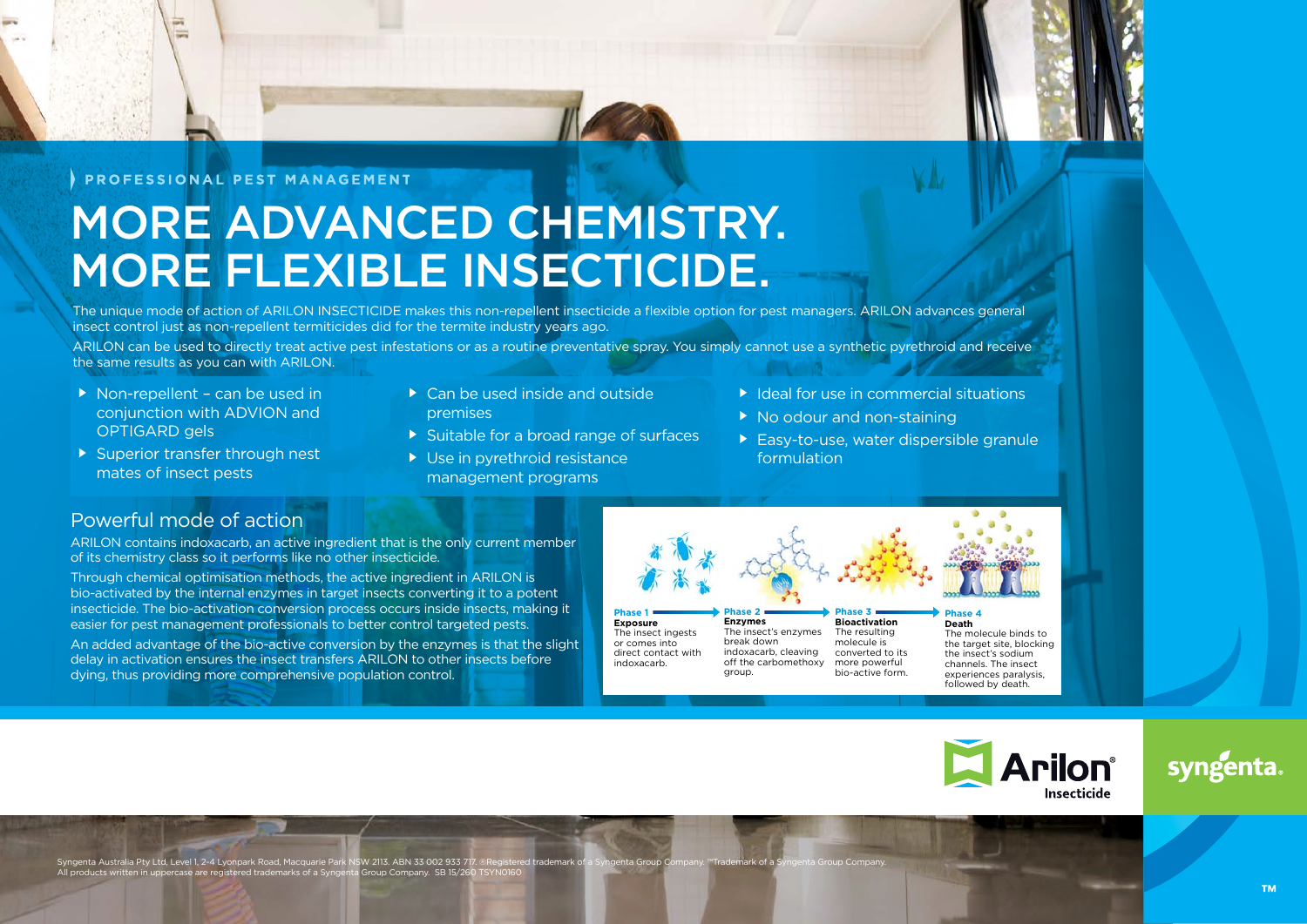PROFESSIONAL PEST MANAGEMENT

# MORE ADVANCED CHEMISTRY. MORE FLEXIBLE INSECTICIDE.

The unique mode of action of ARILON INSECTICIDE makes this non-repellent insecticide a flexible option for pest managers. ARILON advances general insect control just as non-repellent termiticides did for the termite industry years ago.

ARILON can be used to directly treat active pest infestations or as a routine preventative spray. You simply cannot use a synthetic pyrethroid and receive the same results as you can with ARILON.

- Non-repellent – can be used in conjunction with ADVION and OPTIGARD gels
- Superior transfer through nest mates of insect pests
- Can be used inside and outside premises
- Suitable for a broad range of surfaces
- Use in pyrethroid resistance management programs
- Ideal for use in commercial situations
- No odour and non-staining
- Easy-to-use, water dispersible granule formulation

## Powerful mode of action

ARILON contains indoxacarb, an active ingredient that is the only current member of its chemistry class so it performs like no other insecticide.

Through chemical optimisation methods, the active ingredient in ARILON is bio-activated by the internal enzymes in target insects converting it to a potent insecticide. The bio-activation conversion process occurs inside insects, making it easier for pest management professionals to better control targeted pests.

An added advantage of the bio-active conversion by the enzymes is that the slight delay in activation ensures the insect transfers ARILON to other insects before dying, thus providing more comprehensive population control.

**Phase 1** – **Exposure**: The insect ingests or comes into direct contact with indoxacarb.

**Phase 2** – **Enzymes**: The insect's enzymes break down indoxacarb, cleaving off the carbomethoxy group.

**Phase 3** – **Bioactivation**: The resulting molecule is converted to its more powerful bio-active form.

**Phase 4** – **Death**: The molecule binds to the target site, blocking the insect's sodium channels. The insect experiences paralysis, followed by death.

Arilon® Insecticide

syngenta.

Syngenta Australia Pty Ltd, Level 1, 2-4 Lyonpark Road, Macquarie Park NSW 2113. ABN 33 002 933 717. ®Registered trademark of a Syngenta Group Company. ™Trademark of a Syngenta Group Company. All products written in uppercase are registered trademarks of a Syngenta Group Company. SB 15/260 TSYN0160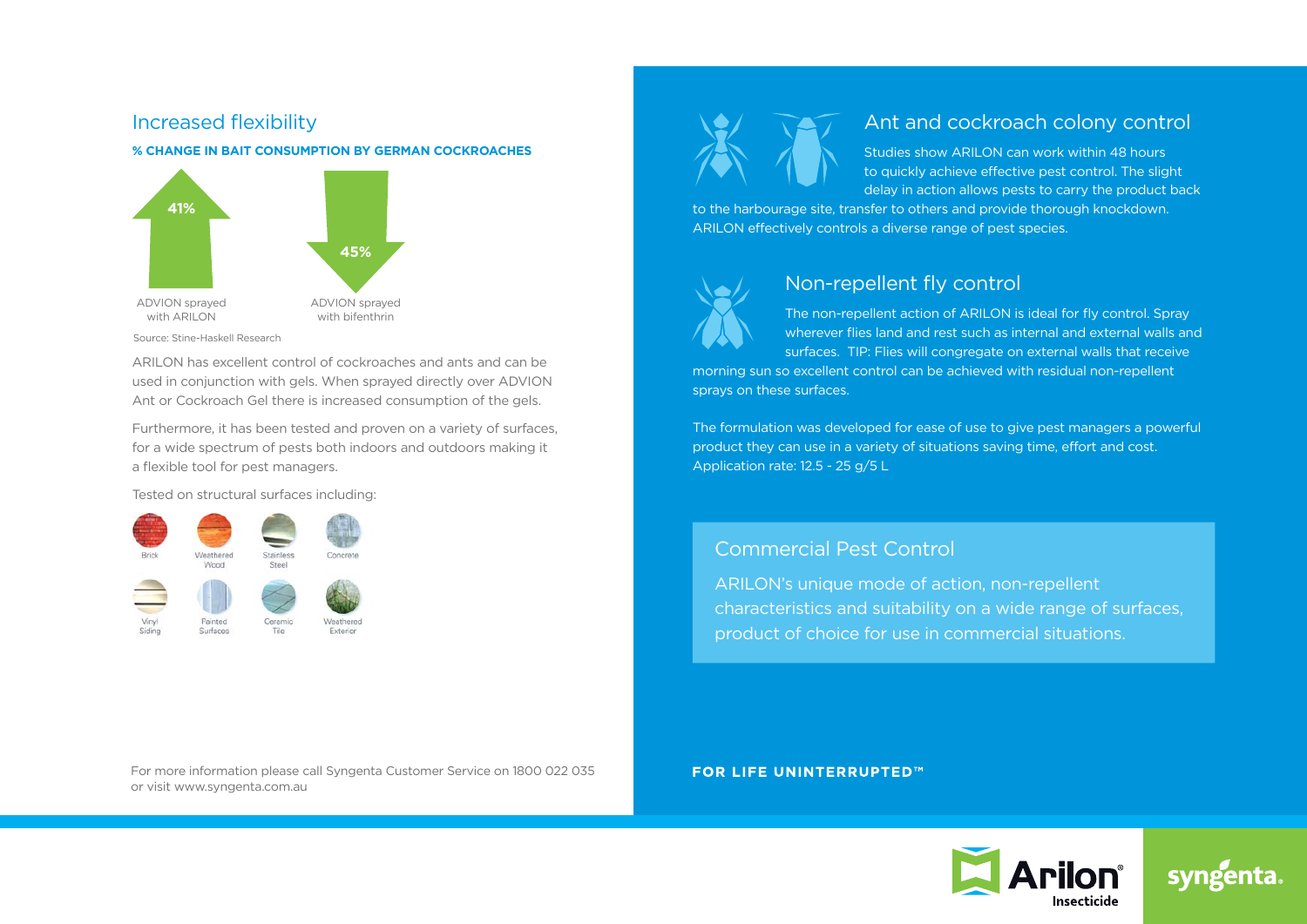## Increased flexibility

**% CHANGE IN BAIT CONSUMPTION BY GERMAN COCKROACHES**

41%

ADVION sprayed with ARILON

45%

ADVION sprayed with bifenthrin

Source: Stine-Haskell Research

ARILON has excellent control of cockroaches and ants and can be used in conjunction with gels. When sprayed directly over ADVION Ant or Cockroach Gel there is increased consumption of the gels.

Furthermore, it has been tested and proven on a variety of surfaces, for a wide spectrum of pests both indoors and outdoors making it a flexible tool for pest managers.

Tested on structural surfaces including:

Brick

Weathered Wood

Stainless Steel

Concrete

Vinyl Siding

Painted Surfaces

Ceramic Tile

Weathered Exterior

## Ant and cockroach colony control

Studies show ARILON can work within 48 hours to quickly achieve effective pest control. The slight delay in action allows pests to carry the product back to the harbourage site, transfer to others and provide thorough knockdown. ARILON effectively controls a diverse range of pest species.

## Non-repellent fly control

The non-repellent action of ARILON is ideal for fly control. Spray wherever flies land and rest such as internal and external walls and surfaces. TIP: Flies will congregate on external walls that receive morning sun so excellent control can be achieved with residual non-repellent sprays on these surfaces.

The formulation was developed for ease of use to give pest managers a powerful product they can use in a variety of situations saving time, effort and cost. Application rate: 12.5 - 25 g/5 L

## Commercial Pest Control

ARILON's unique mode of action, non-repellent characteristics and suitability on a wide range of surfaces, product of choice for use in commercial situations.

For more information please call Syngenta Customer Service on 1800 022 035 or visit www.syngenta.com.au

**FOR LIFE UNINTERRUPTED™**

Arilon® Insecticide

syngenta®